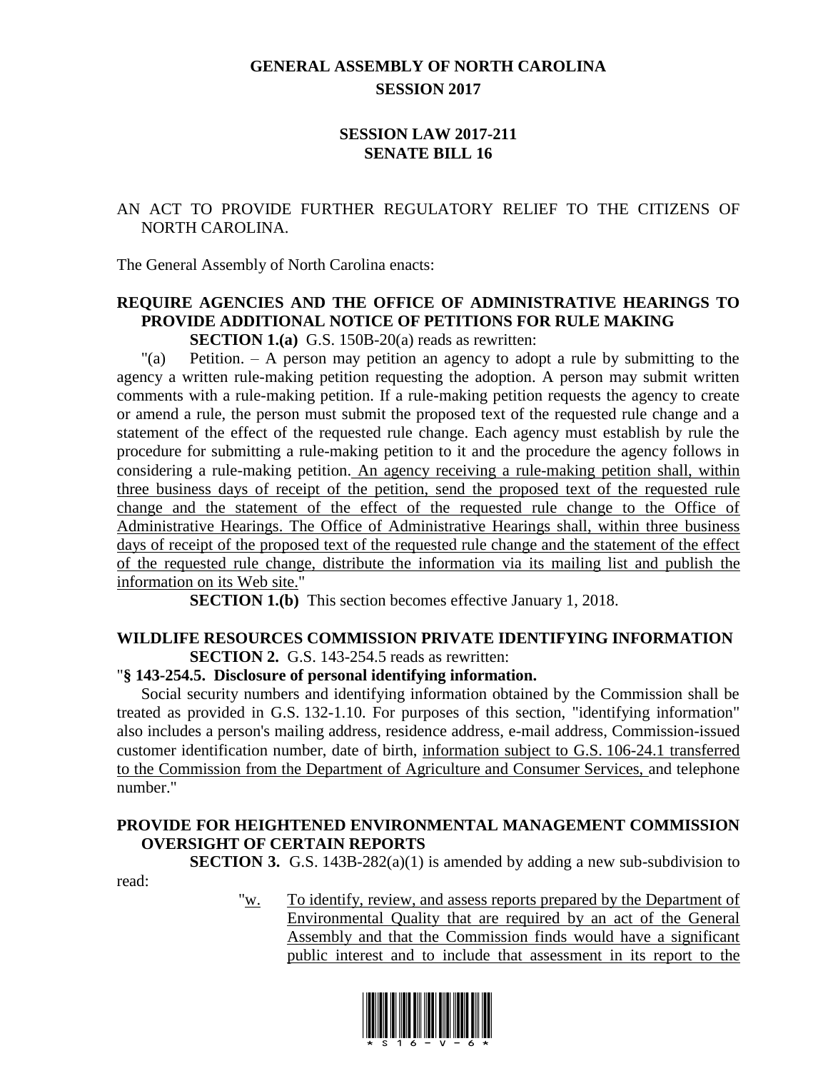# GENERAL ASSEMBLY OF NORTH CAROLINA
## SESSION 2017

## SESSION LAW 2017-211
## SENATE BILL 16

AN ACT TO PROVIDE FURTHER REGULATORY RELIEF TO THE CITIZENS OF NORTH CAROLINA.

The General Assembly of North Carolina enacts:

**REQUIRE AGENCIES AND THE OFFICE OF ADMINISTRATIVE HEARINGS TO PROVIDE ADDITIONAL NOTICE OF PETITIONS FOR RULE MAKING**

**SECTION 1.(a)** G.S. 150B-20(a) reads as rewritten:

"(a) Petition. – A person may petition an agency to adopt a rule by submitting to the agency a written rule-making petition requesting the adoption. A person may submit written comments with a rule-making petition. If a rule-making petition requests the agency to create or amend a rule, the person must submit the proposed text of the requested rule change and a statement of the effect of the requested rule change. Each agency must establish by rule the procedure for submitting a rule-making petition to it and the procedure the agency follows in considering a rule-making petition. <u>An agency receiving a rule-making petition shall, within three business days of receipt of the petition, send the proposed text of the requested rule change and the statement of the effect of the requested rule change to the Office of Administrative Hearings. The Office of Administrative Hearings shall, within three business days of receipt of the proposed text of the requested rule change and the statement of the effect of the requested rule change, distribute the information via its mailing list and publish the information on its Web site.</u>"

**SECTION 1.(b)** This section becomes effective January 1, 2018.

**WILDLIFE RESOURCES COMMISSION PRIVATE IDENTIFYING INFORMATION**

**SECTION 2.** G.S. 143-254.5 reads as rewritten:

"**§ 143-254.5. Disclosure of personal identifying information.**

Social security numbers and identifying information obtained by the Commission shall be treated as provided in G.S. 132-1.10. For purposes of this section, "identifying information" also includes a person's mailing address, residence address, e-mail address, Commission-issued customer identification number, date of birth, <u>information subject to G.S. 106-24.1 transferred to the Commission from the Department of Agriculture and Consumer Services,</u> and telephone number."

**PROVIDE FOR HEIGHTENED ENVIRONMENTAL MANAGEMENT COMMISSION OVERSIGHT OF CERTAIN REPORTS**

**SECTION 3.** G.S. 143B-282(a)(1) is amended by adding a new sub-subdivision to read:

"<u>w.</u> <u>To identify, review, and assess reports prepared by the Department of Environmental Quality that are required by an act of the General Assembly and that the Commission finds would have a significant public interest and to include that assessment in its report to the</u>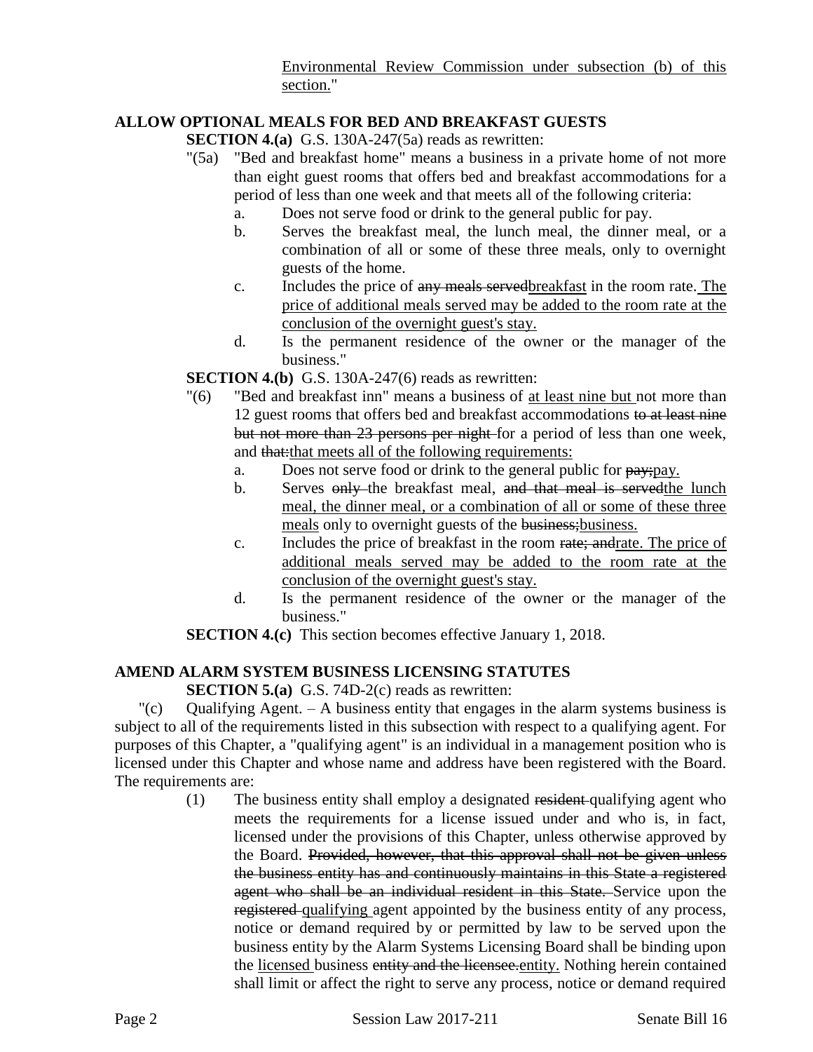Environmental Review Commission under subsection (b) of this section."

## ALLOW OPTIONAL MEALS FOR BED AND BREAKFAST GUESTS

**SECTION 4.(a)** G.S. 130A-247(5a) reads as rewritten:

"(5a) "Bed and breakfast home" means a business in a private home of not more than eight guest rooms that offers bed and breakfast accommodations for a period of less than one week and that meets all of the following criteria:

a. Does not serve food or drink to the general public for pay.

b. Serves the breakfast meal, the lunch meal, the dinner meal, or a combination of all or some of these three meals, only to overnight guests of the home.

c. Includes the price of ~~any meals served~~breakfast in the room rate. The price of additional meals served may be added to the room rate at the conclusion of the overnight guest's stay.

d. Is the permanent residence of the owner or the manager of the business."

**SECTION 4.(b)** G.S. 130A-247(6) reads as rewritten:

"(6) "Bed and breakfast inn" means a business of at least nine but not more than 12 guest rooms that offers bed and breakfast accommodations ~~to at least nine but not more than 23 persons per night~~ for a period of less than one week, and ~~that:~~that meets all of the following requirements:

a. Does not serve food or drink to the general public for ~~pay;~~pay.

b. Serves ~~only~~ the breakfast meal, ~~and that meal is served~~the lunch meal, the dinner meal, or a combination of all or some of these three meals only to overnight guests of the ~~business;~~business.

c. Includes the price of breakfast in the room ~~rate; and~~rate. The price of additional meals served may be added to the room rate at the conclusion of the overnight guest's stay.

d. Is the permanent residence of the owner or the manager of the business."

**SECTION 4.(c)** This section becomes effective January 1, 2018.

## AMEND ALARM SYSTEM BUSINESS LICENSING STATUTES

**SECTION 5.(a)** G.S. 74D-2(c) reads as rewritten:

"(c) Qualifying Agent. – A business entity that engages in the alarm systems business is subject to all of the requirements listed in this subsection with respect to a qualifying agent. For purposes of this Chapter, a "qualifying agent" is an individual in a management position who is licensed under this Chapter and whose name and address have been registered with the Board. The requirements are:

(1) The business entity shall employ a designated ~~resident~~ qualifying agent who meets the requirements for a license issued under and who is, in fact, licensed under the provisions of this Chapter, unless otherwise approved by the Board. ~~Provided, however, that this approval shall not be given unless the business entity has and continuously maintains in this State a registered agent who shall be an individual resident in this State.~~ Service upon the ~~registered~~ qualifying agent appointed by the business entity of any process, notice or demand required by or permitted by law to be served upon the business entity by the Alarm Systems Licensing Board shall be binding upon the licensed business ~~entity and the licensee.~~entity. Nothing herein contained shall limit or affect the right to serve any process, notice or demand required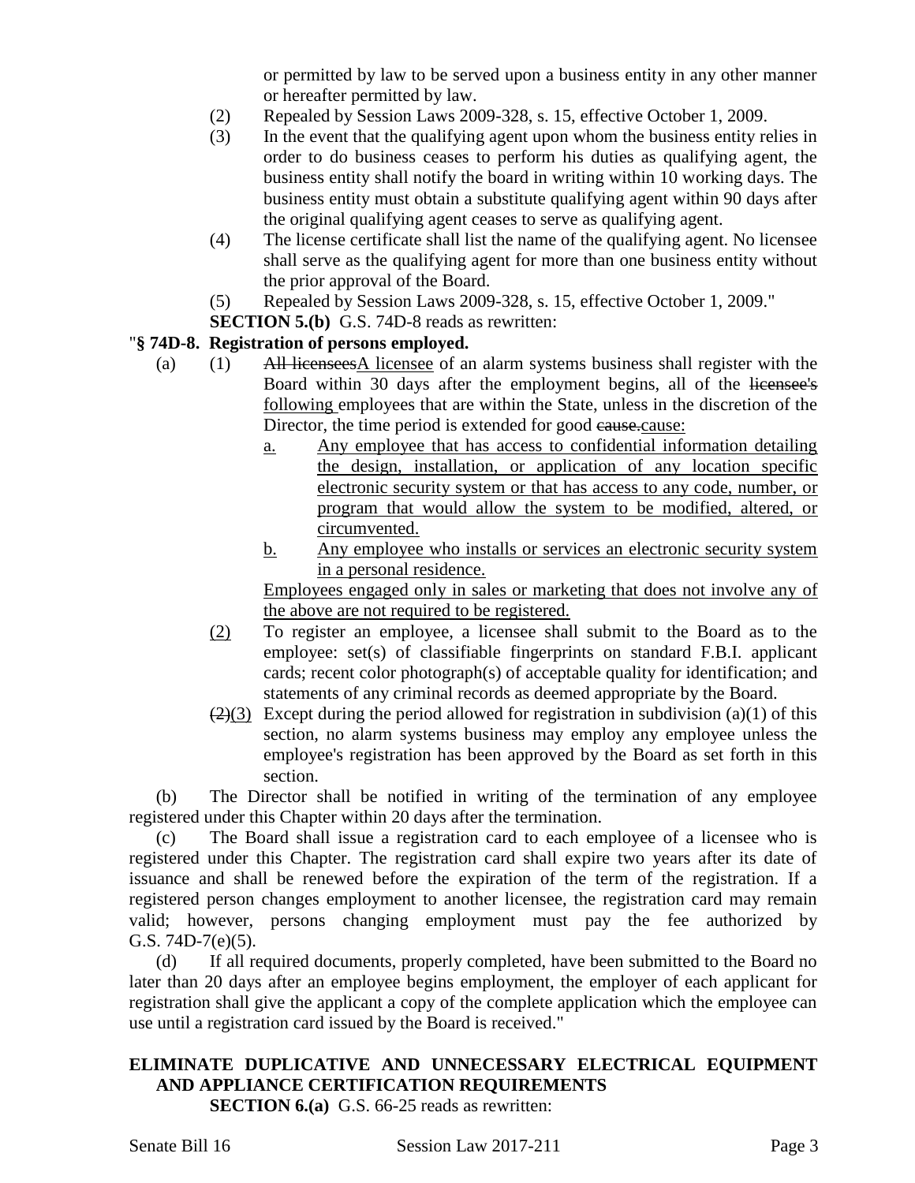or permitted by law to be served upon a business entity in any other manner or hereafter permitted by law.

(2) Repealed by Session Laws 2009-328, s. 15, effective October 1, 2009.

(3) In the event that the qualifying agent upon whom the business entity relies in order to do business ceases to perform his duties as qualifying agent, the business entity shall notify the board in writing within 10 working days. The business entity must obtain a substitute qualifying agent within 90 days after the original qualifying agent ceases to serve as qualifying agent.

(4) The license certificate shall list the name of the qualifying agent. No licensee shall serve as the qualifying agent for more than one business entity without the prior approval of the Board.

(5) Repealed by Session Laws 2009-328, s. 15, effective October 1, 2009."

**SECTION 5.(b)** G.S. 74D-8 reads as rewritten:

"**§ 74D-8. Registration of persons employed.**

(a) (1) ~~All licensees~~A licensee of an alarm systems business shall register with the Board within 30 days after the employment begins, all of the ~~licensee's~~ following employees that are within the State, unless in the discretion of the Director, the time period is extended for good ~~cause.~~cause:

a. Any employee that has access to confidential information detailing the design, installation, or application of any location specific electronic security system or that has access to any code, number, or program that would allow the system to be modified, altered, or circumvented.

b. Any employee who installs or services an electronic security system in a personal residence.

Employees engaged only in sales or marketing that does not involve any of the above are not required to be registered.

(2) To register an employee, a licensee shall submit to the Board as to the employee: set(s) of classifiable fingerprints on standard F.B.I. applicant cards; recent color photograph(s) of acceptable quality for identification; and statements of any criminal records as deemed appropriate by the Board.

~~(2)~~(3) Except during the period allowed for registration in subdivision (a)(1) of this section, no alarm systems business may employ any employee unless the employee's registration has been approved by the Board as set forth in this section.

(b) The Director shall be notified in writing of the termination of any employee registered under this Chapter within 20 days after the termination.

(c) The Board shall issue a registration card to each employee of a licensee who is registered under this Chapter. The registration card shall expire two years after its date of issuance and shall be renewed before the expiration of the term of the registration. If a registered person changes employment to another licensee, the registration card may remain valid; however, persons changing employment must pay the fee authorized by G.S. 74D-7(e)(5).

(d) If all required documents, properly completed, have been submitted to the Board no later than 20 days after an employee begins employment, the employer of each applicant for registration shall give the applicant a copy of the complete application which the employee can use until a registration card issued by the Board is received."

**ELIMINATE DUPLICATIVE AND UNNECESSARY ELECTRICAL EQUIPMENT AND APPLIANCE CERTIFICATION REQUIREMENTS**

**SECTION 6.(a)** G.S. 66-25 reads as rewritten: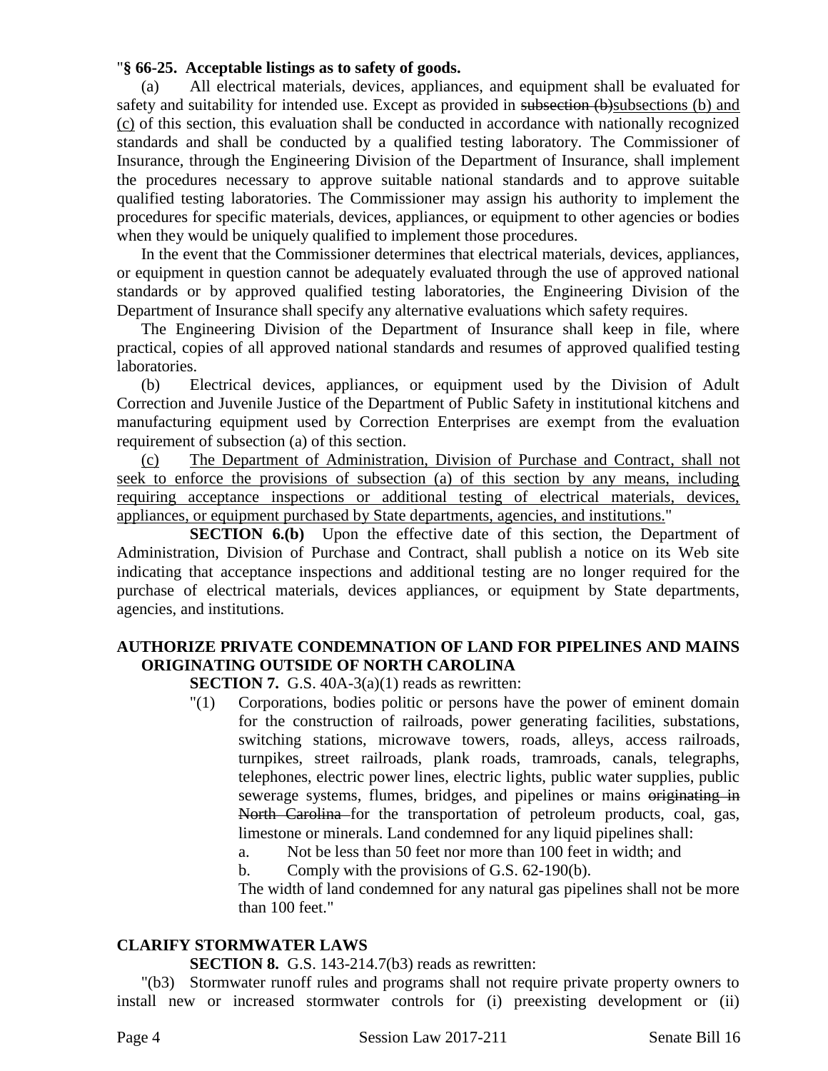"**§ 66-25. Acceptable listings as to safety of goods.**

(a) All electrical materials, devices, appliances, and equipment shall be evaluated for safety and suitability for intended use. Except as provided in ~~subsection (b)~~subsections (b) and (c) of this section, this evaluation shall be conducted in accordance with nationally recognized standards and shall be conducted by a qualified testing laboratory. The Commissioner of Insurance, through the Engineering Division of the Department of Insurance, shall implement the procedures necessary to approve suitable national standards and to approve suitable qualified testing laboratories. The Commissioner may assign his authority to implement the procedures for specific materials, devices, appliances, or equipment to other agencies or bodies when they would be uniquely qualified to implement those procedures.

In the event that the Commissioner determines that electrical materials, devices, appliances, or equipment in question cannot be adequately evaluated through the use of approved national standards or by approved qualified testing laboratories, the Engineering Division of the Department of Insurance shall specify any alternative evaluations which safety requires.

The Engineering Division of the Department of Insurance shall keep in file, where practical, copies of all approved national standards and resumes of approved qualified testing laboratories.

(b) Electrical devices, appliances, or equipment used by the Division of Adult Correction and Juvenile Justice of the Department of Public Safety in institutional kitchens and manufacturing equipment used by Correction Enterprises are exempt from the evaluation requirement of subsection (a) of this section.

(c) The Department of Administration, Division of Purchase and Contract, shall not seek to enforce the provisions of subsection (a) of this section by any means, including requiring acceptance inspections or additional testing of electrical materials, devices, appliances, or equipment purchased by State departments, agencies, and institutions."

**SECTION 6.(b)** Upon the effective date of this section, the Department of Administration, Division of Purchase and Contract, shall publish a notice on its Web site indicating that acceptance inspections and additional testing are no longer required for the purchase of electrical materials, devices appliances, or equipment by State departments, agencies, and institutions.

**AUTHORIZE PRIVATE CONDEMNATION OF LAND FOR PIPELINES AND MAINS ORIGINATING OUTSIDE OF NORTH CAROLINA**

**SECTION 7.** G.S. 40A-3(a)(1) reads as rewritten:

"(1) Corporations, bodies politic or persons have the power of eminent domain for the construction of railroads, power generating facilities, substations, switching stations, microwave towers, roads, alleys, access railroads, turnpikes, street railroads, plank roads, tramroads, canals, telegraphs, telephones, electric power lines, electric lights, public water supplies, public sewerage systems, flumes, bridges, and pipelines or mains ~~originating in North Carolina~~ for the transportation of petroleum products, coal, gas, limestone or minerals. Land condemned for any liquid pipelines shall:

a. Not be less than 50 feet nor more than 100 feet in width; and

b. Comply with the provisions of G.S. 62-190(b).

The width of land condemned for any natural gas pipelines shall not be more than 100 feet."

**CLARIFY STORMWATER LAWS**

**SECTION 8.** G.S. 143-214.7(b3) reads as rewritten:

"(b3) Stormwater runoff rules and programs shall not require private property owners to install new or increased stormwater controls for (i) preexisting development or (ii)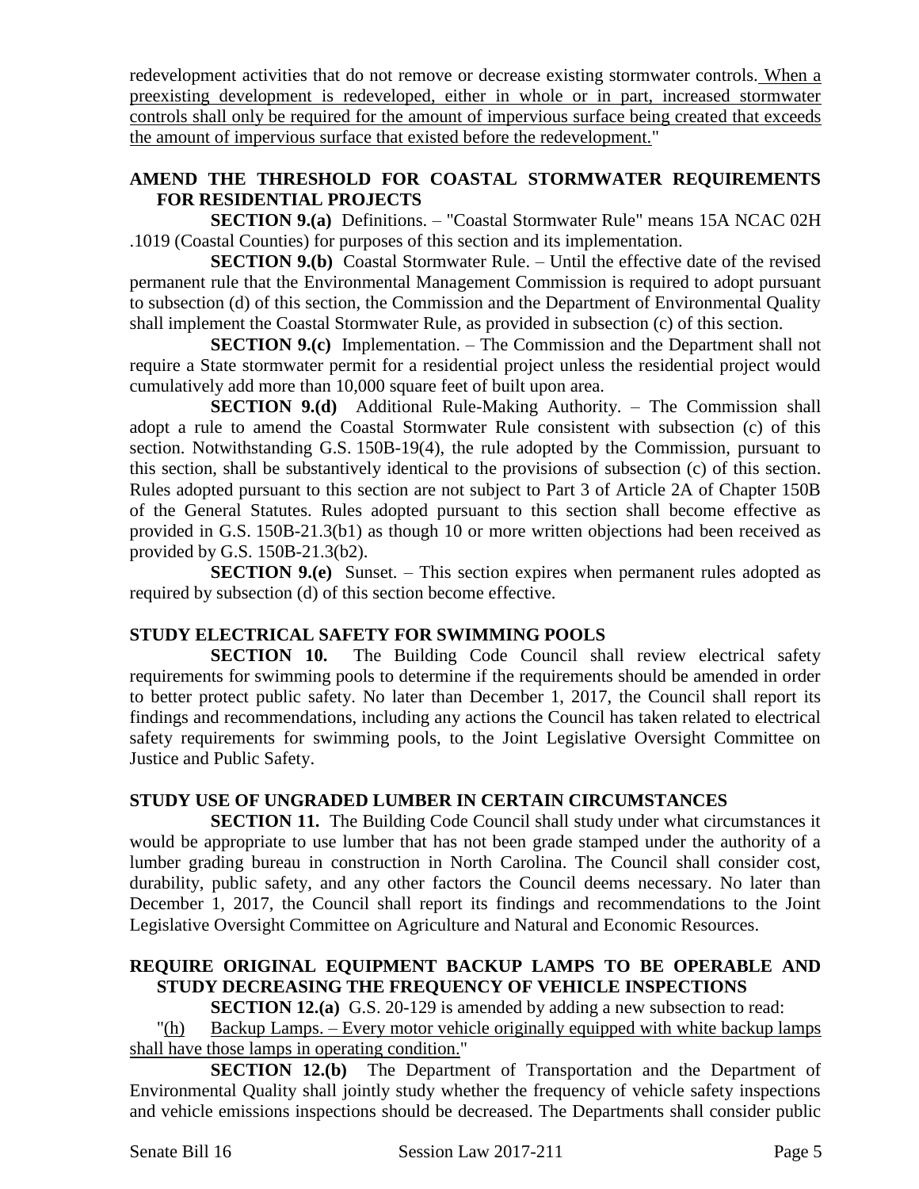redevelopment activities that do not remove or decrease existing stormwater controls. <u>When a preexisting development is redeveloped, either in whole or in part, increased stormwater controls shall only be required for the amount of impervious surface being created that exceeds the amount of impervious surface that existed before the redevelopment.</u>"

**AMEND THE THRESHOLD FOR COASTAL STORMWATER REQUIREMENTS FOR RESIDENTIAL PROJECTS**

**SECTION 9.(a)** Definitions. – "Coastal Stormwater Rule" means 15A NCAC 02H .1019 (Coastal Counties) for purposes of this section and its implementation.

**SECTION 9.(b)** Coastal Stormwater Rule. – Until the effective date of the revised permanent rule that the Environmental Management Commission is required to adopt pursuant to subsection (d) of this section, the Commission and the Department of Environmental Quality shall implement the Coastal Stormwater Rule, as provided in subsection (c) of this section.

**SECTION 9.(c)** Implementation. – The Commission and the Department shall not require a State stormwater permit for a residential project unless the residential project would cumulatively add more than 10,000 square feet of built upon area.

**SECTION 9.(d)** Additional Rule-Making Authority. – The Commission shall adopt a rule to amend the Coastal Stormwater Rule consistent with subsection (c) of this section. Notwithstanding G.S. 150B-19(4), the rule adopted by the Commission, pursuant to this section, shall be substantively identical to the provisions of subsection (c) of this section. Rules adopted pursuant to this section are not subject to Part 3 of Article 2A of Chapter 150B of the General Statutes. Rules adopted pursuant to this section shall become effective as provided in G.S. 150B-21.3(b1) as though 10 or more written objections had been received as provided by G.S. 150B-21.3(b2).

**SECTION 9.(e)** Sunset. – This section expires when permanent rules adopted as required by subsection (d) of this section become effective.

**STUDY ELECTRICAL SAFETY FOR SWIMMING POOLS**

**SECTION 10.** The Building Code Council shall review electrical safety requirements for swimming pools to determine if the requirements should be amended in order to better protect public safety. No later than December 1, 2017, the Council shall report its findings and recommendations, including any actions the Council has taken related to electrical safety requirements for swimming pools, to the Joint Legislative Oversight Committee on Justice and Public Safety.

**STUDY USE OF UNGRADED LUMBER IN CERTAIN CIRCUMSTANCES**

**SECTION 11.** The Building Code Council shall study under what circumstances it would be appropriate to use lumber that has not been grade stamped under the authority of a lumber grading bureau in construction in North Carolina. The Council shall consider cost, durability, public safety, and any other factors the Council deems necessary. No later than December 1, 2017, the Council shall report its findings and recommendations to the Joint Legislative Oversight Committee on Agriculture and Natural and Economic Resources.

**REQUIRE ORIGINAL EQUIPMENT BACKUP LAMPS TO BE OPERABLE AND STUDY DECREASING THE FREQUENCY OF VEHICLE INSPECTIONS**

**SECTION 12.(a)** G.S. 20-129 is amended by adding a new subsection to read:

"<u>(h) Backup Lamps. – Every motor vehicle originally equipped with white backup lamps shall have those lamps in operating condition.</u>"

**SECTION 12.(b)** The Department of Transportation and the Department of Environmental Quality shall jointly study whether the frequency of vehicle safety inspections and vehicle emissions inspections should be decreased. The Departments shall consider public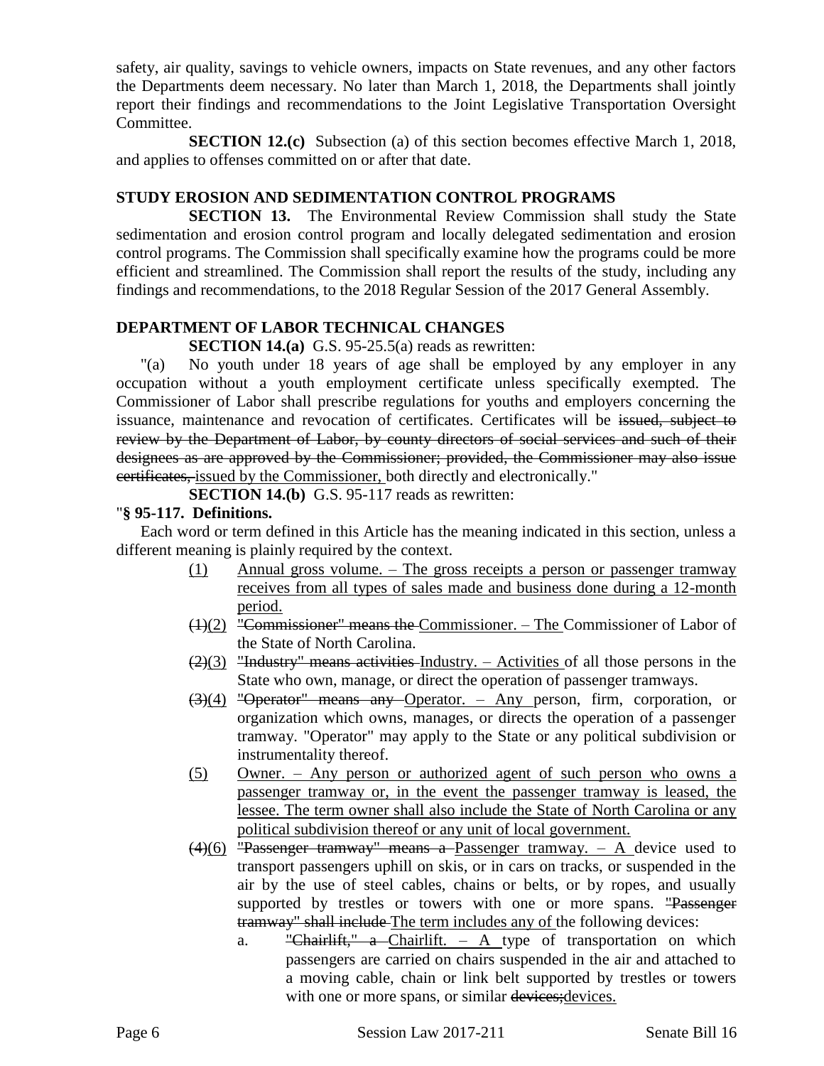safety, air quality, savings to vehicle owners, impacts on State revenues, and any other factors the Departments deem necessary. No later than March 1, 2018, the Departments shall jointly report their findings and recommendations to the Joint Legislative Transportation Oversight Committee.

**SECTION 12.(c)** Subsection (a) of this section becomes effective March 1, 2018, and applies to offenses committed on or after that date.

**STUDY EROSION AND SEDIMENTATION CONTROL PROGRAMS**

**SECTION 13.** The Environmental Review Commission shall study the State sedimentation and erosion control program and locally delegated sedimentation and erosion control programs. The Commission shall specifically examine how the programs could be more efficient and streamlined. The Commission shall report the results of the study, including any findings and recommendations, to the 2018 Regular Session of the 2017 General Assembly.

**DEPARTMENT OF LABOR TECHNICAL CHANGES**

**SECTION 14.(a)** G.S. 95-25.5(a) reads as rewritten:

"(a) No youth under 18 years of age shall be employed by any employer in any occupation without a youth employment certificate unless specifically exempted. The Commissioner of Labor shall prescribe regulations for youths and employers concerning the issuance, maintenance and revocation of certificates. Certificates will be ~~issued, subject to review by the Department of Labor, by county directors of social services and such of their designees as are approved by the Commissioner; provided, the Commissioner may also issue certificates,~~ issued by the Commissioner, both directly and electronically."

**SECTION 14.(b)** G.S. 95-117 reads as rewritten:

"**§ 95-117. Definitions.**

Each word or term defined in this Article has the meaning indicated in this section, unless a different meaning is plainly required by the context.

(1) Annual gross volume. – The gross receipts a person or passenger tramway receives from all types of sales made and business done during a 12-month period.

~~(1)~~(2) ~~"Commissioner" means the~~ Commissioner. – The Commissioner of Labor of the State of North Carolina.

~~(2)~~(3) ~~"Industry" means activities~~ Industry. – Activities of all those persons in the State who own, manage, or direct the operation of passenger tramways.

~~(3)~~(4) ~~"Operator" means any~~ Operator. – Any person, firm, corporation, or organization which owns, manages, or directs the operation of a passenger tramway. "Operator" may apply to the State or any political subdivision or instrumentality thereof.

(5) Owner. – Any person or authorized agent of such person who owns a passenger tramway or, in the event the passenger tramway is leased, the lessee. The term owner shall also include the State of North Carolina or any political subdivision thereof or any unit of local government.

~~(4)~~(6) ~~"Passenger tramway" means a~~ Passenger tramway. – A device used to transport passengers uphill on skis, or in cars on tracks, or suspended in the air by the use of steel cables, chains or belts, or by ropes, and usually supported by trestles or towers with one or more spans. ~~"Passenger tramway" shall include~~ The term includes any of the following devices:

a. ~~"Chairlift," a~~ Chairlift. – A type of transportation on which passengers are carried on chairs suspended in the air and attached to a moving cable, chain or link belt supported by trestles or towers with one or more spans, or similar ~~devices;~~devices.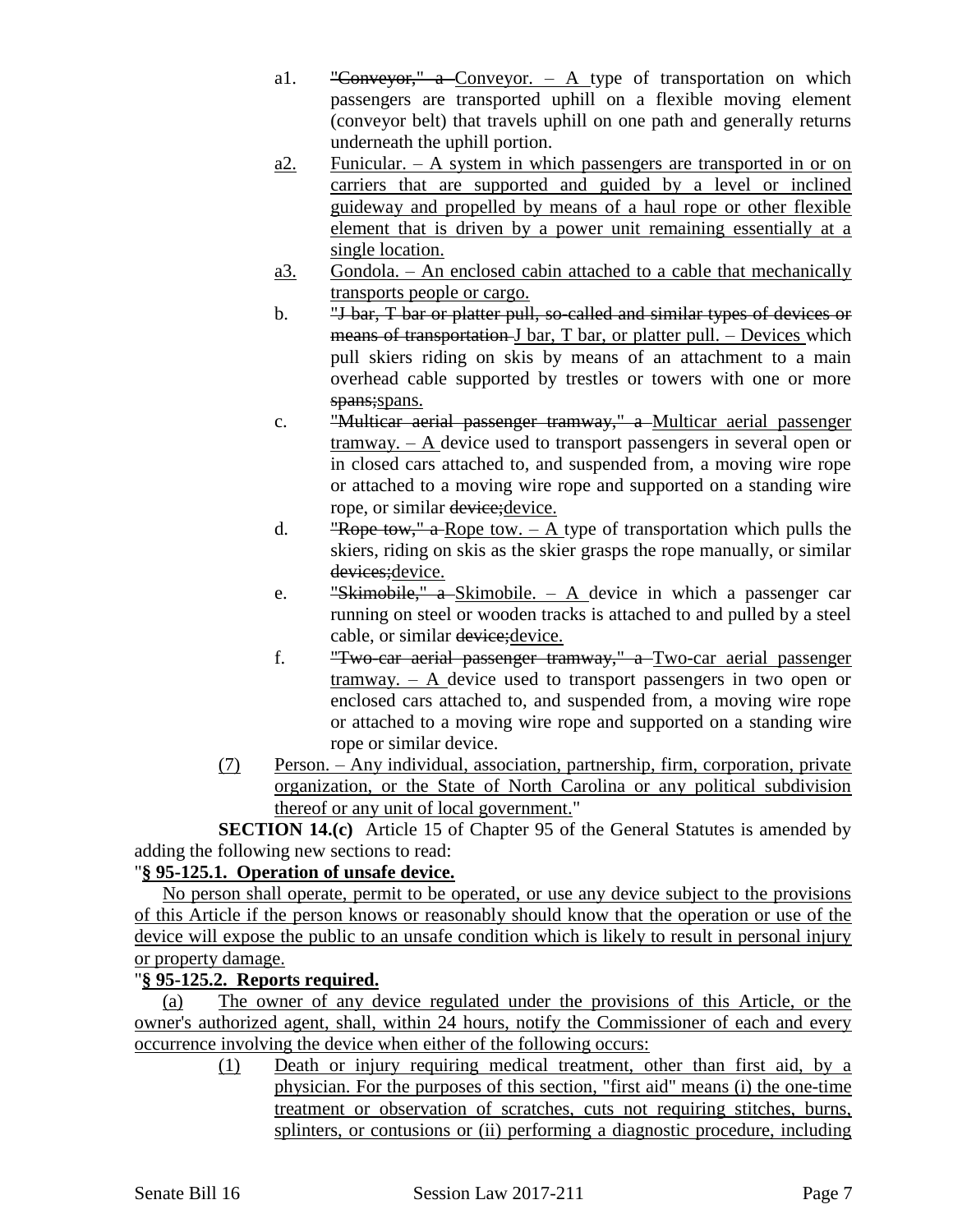a1. ~~"Conveyor," a~~ Conveyor. – A type of transportation on which passengers are transported uphill on a flexible moving element (conveyor belt) that travels uphill on one path and generally returns underneath the uphill portion.

a2. Funicular. – A system in which passengers are transported in or on carriers that are supported and guided by a level or inclined guideway and propelled by means of a haul rope or other flexible element that is driven by a power unit remaining essentially at a single location.

a3. Gondola. – An enclosed cabin attached to a cable that mechanically transports people or cargo.

b. ~~"J bar, T bar or platter pull, so-called and similar types of devices or means of transportation~~ J bar, T bar, or platter pull. – Devices which pull skiers riding on skis by means of an attachment to a main overhead cable supported by trestles or towers with one or more ~~spans;~~spans.

c. ~~"Multicar aerial passenger tramway," a~~ Multicar aerial passenger tramway. – A device used to transport passengers in several open or in closed cars attached to, and suspended from, a moving wire rope or attached to a moving wire rope and supported on a standing wire rope, or similar ~~device;~~device.

d. ~~"Rope tow," a~~ Rope tow. – A type of transportation which pulls the skiers, riding on skis as the skier grasps the rope manually, or similar ~~devices;~~device.

e. ~~"Skimobile," a~~ Skimobile. – A device in which a passenger car running on steel or wooden tracks is attached to and pulled by a steel cable, or similar ~~device;~~device.

f. ~~"Two-car aerial passenger tramway," a~~ Two-car aerial passenger tramway. – A device used to transport passengers in two open or enclosed cars attached to, and suspended from, a moving wire rope or attached to a moving wire rope and supported on a standing wire rope or similar device.

(7) Person. – Any individual, association, partnership, firm, corporation, private organization, or the State of North Carolina or any political subdivision thereof or any unit of local government."

**SECTION 14.(c)** Article 15 of Chapter 95 of the General Statutes is amended by adding the following new sections to read:

"**§ 95-125.1. Operation of unsafe device.**

No person shall operate, permit to be operated, or use any device subject to the provisions of this Article if the person knows or reasonably should know that the operation or use of the device will expose the public to an unsafe condition which is likely to result in personal injury or property damage.

"**§ 95-125.2. Reports required.**

(a) The owner of any device regulated under the provisions of this Article, or the owner's authorized agent, shall, within 24 hours, notify the Commissioner of each and every occurrence involving the device when either of the following occurs:

(1) Death or injury requiring medical treatment, other than first aid, by a physician. For the purposes of this section, "first aid" means (i) the one-time treatment or observation of scratches, cuts not requiring stitches, burns, splinters, or contusions or (ii) performing a diagnostic procedure, including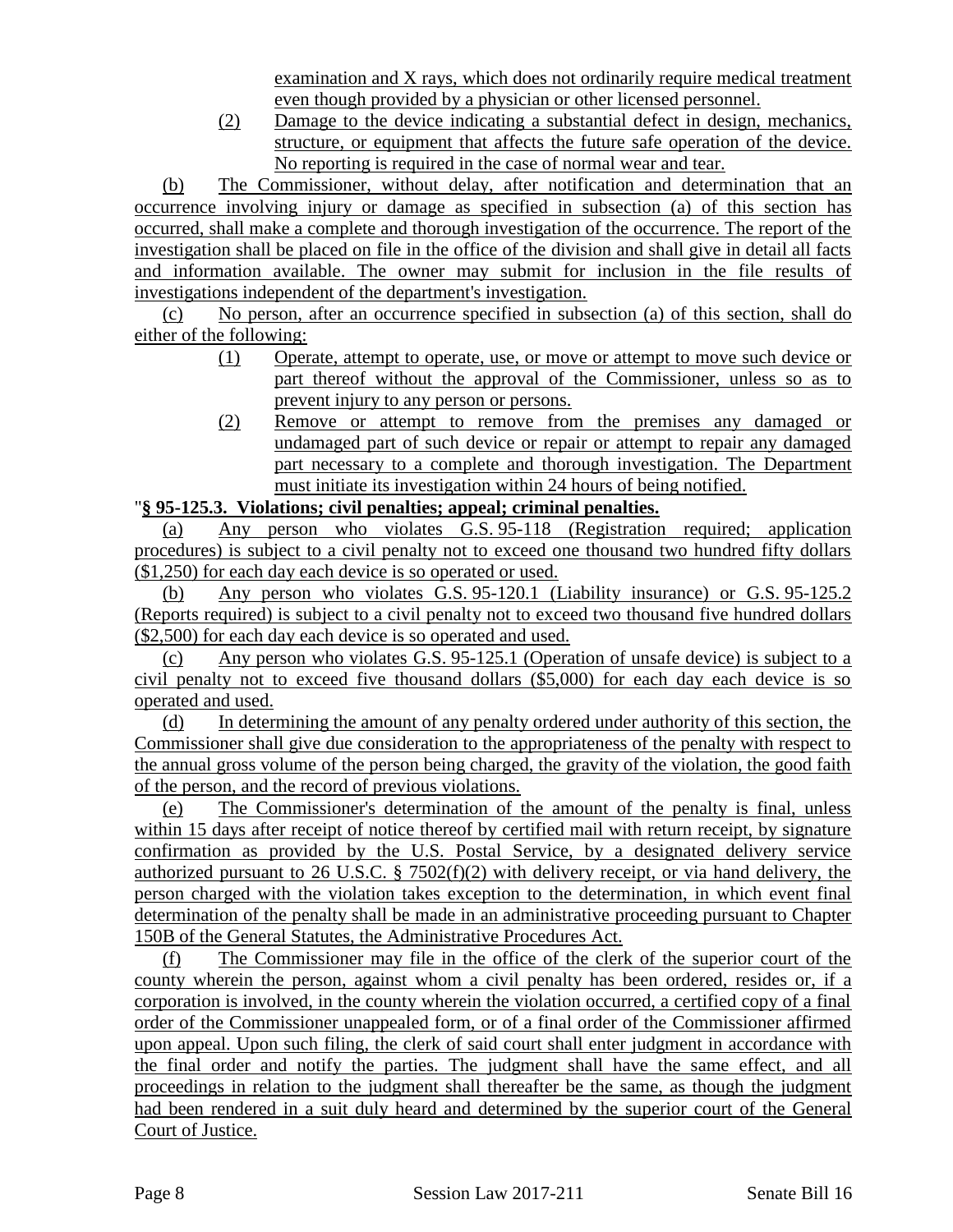examination and X rays, which does not ordinarily require medical treatment even though provided by a physician or other licensed personnel.

(2) Damage to the device indicating a substantial defect in design, mechanics, structure, or equipment that affects the future safe operation of the device. No reporting is required in the case of normal wear and tear.

(b) The Commissioner, without delay, after notification and determination that an occurrence involving injury or damage as specified in subsection (a) of this section has occurred, shall make a complete and thorough investigation of the occurrence. The report of the investigation shall be placed on file in the office of the division and shall give in detail all facts and information available. The owner may submit for inclusion in the file results of investigations independent of the department's investigation.

(c) No person, after an occurrence specified in subsection (a) of this section, shall do either of the following:

(1) Operate, attempt to operate, use, or move or attempt to move such device or part thereof without the approval of the Commissioner, unless so as to prevent injury to any person or persons.

(2) Remove or attempt to remove from the premises any damaged or undamaged part of such device or repair or attempt to repair any damaged part necessary to a complete and thorough investigation. The Department must initiate its investigation within 24 hours of being notified.

"**§ 95-125.3. Violations; civil penalties; appeal; criminal penalties.**

(a) Any person who violates G.S. 95-118 (Registration required; application procedures) is subject to a civil penalty not exceed one thousand two hundred fifty dollars ($1,250) for each day each device is so operated or used.

(b) Any person who violates G.S. 95-120.1 (Liability insurance) or G.S. 95-125.2 (Reports required) is subject to a civil penalty not to exceed two thousand five hundred dollars ($2,500) for each day each device is so operated and used.

(c) Any person who violates G.S. 95-125.1 (Operation of unsafe device) is subject to a civil penalty not to exceed five thousand dollars ($5,000) for each day each device is so operated and used.

(d) In determining the amount of any penalty ordered under authority of this section, the Commissioner shall give due consideration to the appropriateness of the penalty with respect to the annual gross volume of the person being charged, the gravity of the violation, the good faith of the person, and the record of previous violations.

(e) The Commissioner's determination of the amount of the penalty is final, unless within 15 days after receipt of notice thereof by certified mail with return receipt, by signature confirmation as provided by the U.S. Postal Service, by a designated delivery service authorized pursuant to 26 U.S.C. § 7502(f)(2) with delivery receipt, or via hand delivery, the person charged with the violation takes exception to the determination, in which event final determination of the penalty shall be made in an administrative proceeding pursuant to Chapter 150B of the General Statutes, the Administrative Procedures Act.

(f) The Commissioner may file in the office of the clerk of the superior court of the county wherein the person, against whom a civil penalty has been ordered, resides or, if a corporation is involved, in the county wherein the violation occurred, a certified copy of a final order of the Commissioner unappealed form, or of a final order of the Commissioner affirmed upon appeal. Upon such filing, the clerk of said court shall enter judgment in accordance with the final order and notify the parties. The judgment shall have the same effect, and all proceedings in relation to the judgment shall thereafter be the same, as though the judgment had been rendered in a suit duly heard and determined by the superior court of the General Court of Justice.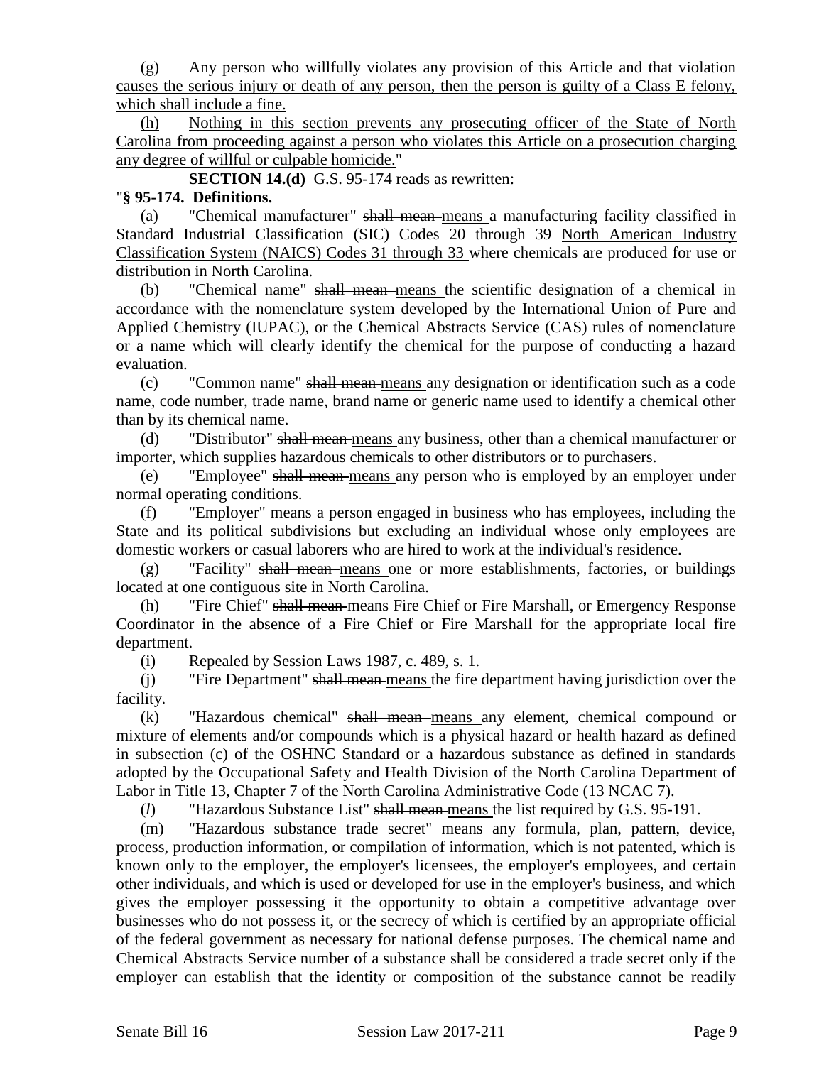(g) Any person who willfully violates any provision of this Article and that violation causes the serious injury or death of any person, then the person is guilty of a Class E felony, which shall include a fine.

(h) Nothing in this section prevents any prosecuting officer of the State of North Carolina from proceeding against a person who violates this Article on a prosecution charging any degree of willful or culpable homicide."

**SECTION 14.(d)** G.S. 95-174 reads as rewritten:

"**§ 95-174. Definitions.**

(a) "Chemical manufacturer" ~~shall mean~~ means a manufacturing facility classified in ~~Standard Industrial Classification (SIC) Codes 20 through 39~~ North American Industry Classification System (NAICS) Codes 31 through 33 where chemicals are produced for use or distribution in North Carolina.

(b) "Chemical name" ~~shall mean~~ means the scientific designation of a chemical in accordance with the nomenclature system developed by the International Union of Pure and Applied Chemistry (IUPAC), or the Chemical Abstracts Service (CAS) rules of nomenclature or a name which will clearly identify the chemical for the purpose of conducting a hazard evaluation.

(c) "Common name" ~~shall mean~~ means any designation or identification such as a code name, code number, trade name, brand name or generic name used to identify a chemical other than by its chemical name.

(d) "Distributor" ~~shall mean~~ means any business, other than a chemical manufacturer or importer, which supplies hazardous chemicals to other distributors or to purchasers.

(e) "Employee" ~~shall mean~~ means any person who is employed by an employer under normal operating conditions.

(f) "Employer" means a person engaged in business who has employees, including the State and its political subdivisions but excluding an individual whose only employees are domestic workers or casual laborers who are hired to work at the individual's residence.

(g) "Facility" ~~shall mean~~ means one or more establishments, factories, or buildings located at one contiguous site in North Carolina.

(h) "Fire Chief" ~~shall mean~~ means Fire Chief or Fire Marshall, or Emergency Response Coordinator in the absence of a Fire Chief or Fire Marshall for the appropriate local fire department.

(i) Repealed by Session Laws 1987, c. 489, s. 1.

(j) "Fire Department" ~~shall mean~~ means the fire department having jurisdiction over the facility.

(k) "Hazardous chemical" ~~shall mean~~ means any element, chemical compound or mixture of elements and/or compounds which is a physical hazard or health hazard as defined in subsection (c) of the OSHNC Standard or a hazardous substance as defined in standards adopted by the Occupational Safety and Health Division of the North Carolina Department of Labor in Title 13, Chapter 7 of the North Carolina Administrative Code (13 NCAC 7).

(*l*) "Hazardous Substance List" ~~shall mean~~ means the list required by G.S. 95-191.

(m) "Hazardous substance trade secret" means any formula, plan, pattern, device, process, production information, or compilation of information, which is not patented, which is known only to the employer, the employer's licensees, the employer's employees, and certain other individuals, and which is used or developed for use in the employer's business, and which gives the employer possessing it the opportunity to obtain a competitive advantage over businesses who do not possess it, or the secrecy of which is certified by an appropriate official of the federal government as necessary for national defense purposes. The chemical name and Chemical Abstracts Service number of a substance shall be considered a trade secret only if the employer can establish that the identity or composition of the substance cannot be readily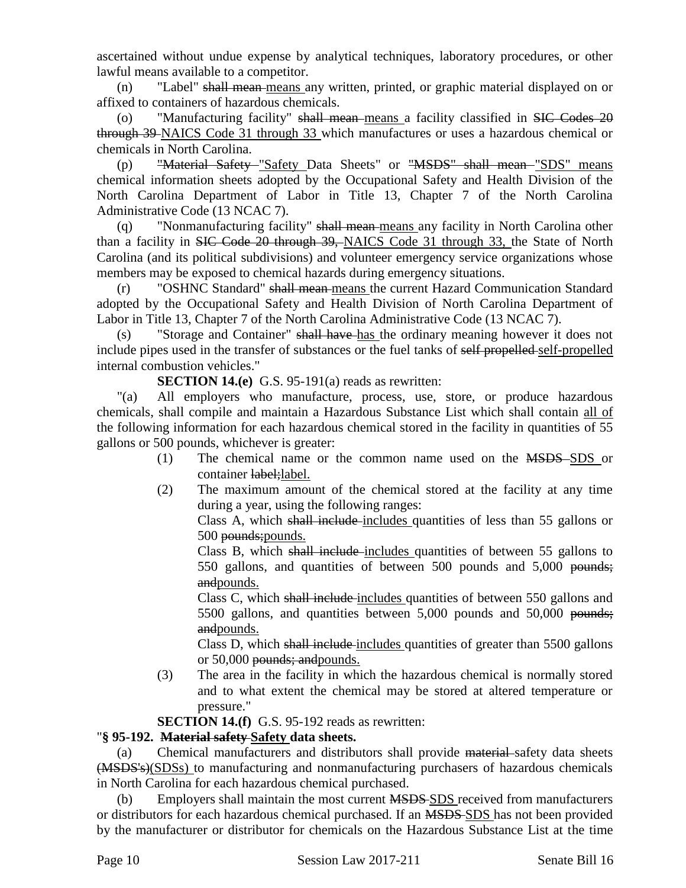ascertained without undue expense by analytical techniques, laboratory procedures, or other lawful means available to a competitor.

(n) "Label" ~~shall mean~~ means any written, printed, or graphic material displayed on or affixed to containers of hazardous chemicals.

(o) "Manufacturing facility" ~~shall mean~~ means a facility classified in ~~SIC Codes 20 through 39~~ NAICS Code 31 through 33 which manufactures or uses a hazardous chemical or chemicals in North Carolina.

(p) ~~"Material Safety~~ "Safety Data Sheets" or ~~"MSDS" shall mean~~ "SDS" means chemical information sheets adopted by the Occupational Safety and Health Division of the North Carolina Department of Labor in Title 13, Chapter 7 of the North Carolina Administrative Code (13 NCAC 7).

(q) "Nonmanufacturing facility" ~~shall mean~~ means any facility in North Carolina other than a facility in ~~SIC Code 20 through 39,~~ NAICS Code 31 through 33, the State of North Carolina (and its political subdivisions) and volunteer emergency service organizations whose members may be exposed to chemical hazards during emergency situations.

(r) "OSHNC Standard" ~~shall mean~~ means the current Hazard Communication Standard adopted by the Occupational Safety and Health Division of North Carolina Department of Labor in Title 13, Chapter 7 of the North Carolina Administrative Code (13 NCAC 7).

(s) "Storage and Container" ~~shall have~~ has the ordinary meaning however it does not include pipes used in the transfer of substances or the fuel tanks of ~~self propelled~~ self-propelled internal combustion vehicles."

**SECTION 14.(e)** G.S. 95-191(a) reads as rewritten:

"(a) All employers who manufacture, process, use, store, or produce hazardous chemicals, shall compile and maintain a Hazardous Substance List which shall contain all of the following information for each hazardous chemical stored in the facility in quantities of 55 gallons or 500 pounds, whichever is greater:

(1) The chemical name or the common name used on the ~~MSDS~~ SDS or container ~~label;~~label.

(2) The maximum amount of the chemical stored at the facility at any time during a year, using the following ranges:

Class A, which ~~shall include~~ includes quantities of less than 55 gallons or 500 ~~pounds;~~pounds.

Class B, which ~~shall include~~ includes quantities of between 55 gallons to 550 gallons, and quantities of between 500 pounds and 5,000 ~~pounds; and~~pounds.

Class C, which ~~shall include~~ includes quantities of between 550 gallons and 5500 gallons, and quantities between 5,000 pounds and 50,000 ~~pounds; and~~pounds.

Class D, which ~~shall include~~ includes quantities of greater than 5500 gallons or 50,000 ~~pounds; and~~pounds.

(3) The area in the facility in which the hazardous chemical is normally stored and to what extent the chemical may be stored at altered temperature or pressure."

**SECTION 14.(f)** G.S. 95-192 reads as rewritten:

"**§ 95-192. ~~Material safety~~ Safety data sheets.**

(a) Chemical manufacturers and distributors shall provide ~~material~~ safety data sheets ~~(MSDS's)~~(SDSs) to manufacturing and nonmanufacturing purchasers of hazardous chemicals in North Carolina for each hazardous chemical purchased.

(b) Employers shall maintain the most current ~~MSDS~~ SDS received from manufacturers or distributors for each hazardous chemical purchased. If an ~~MSDS~~ SDS has not been provided by the manufacturer or distributor for chemicals on the Hazardous Substance List at the time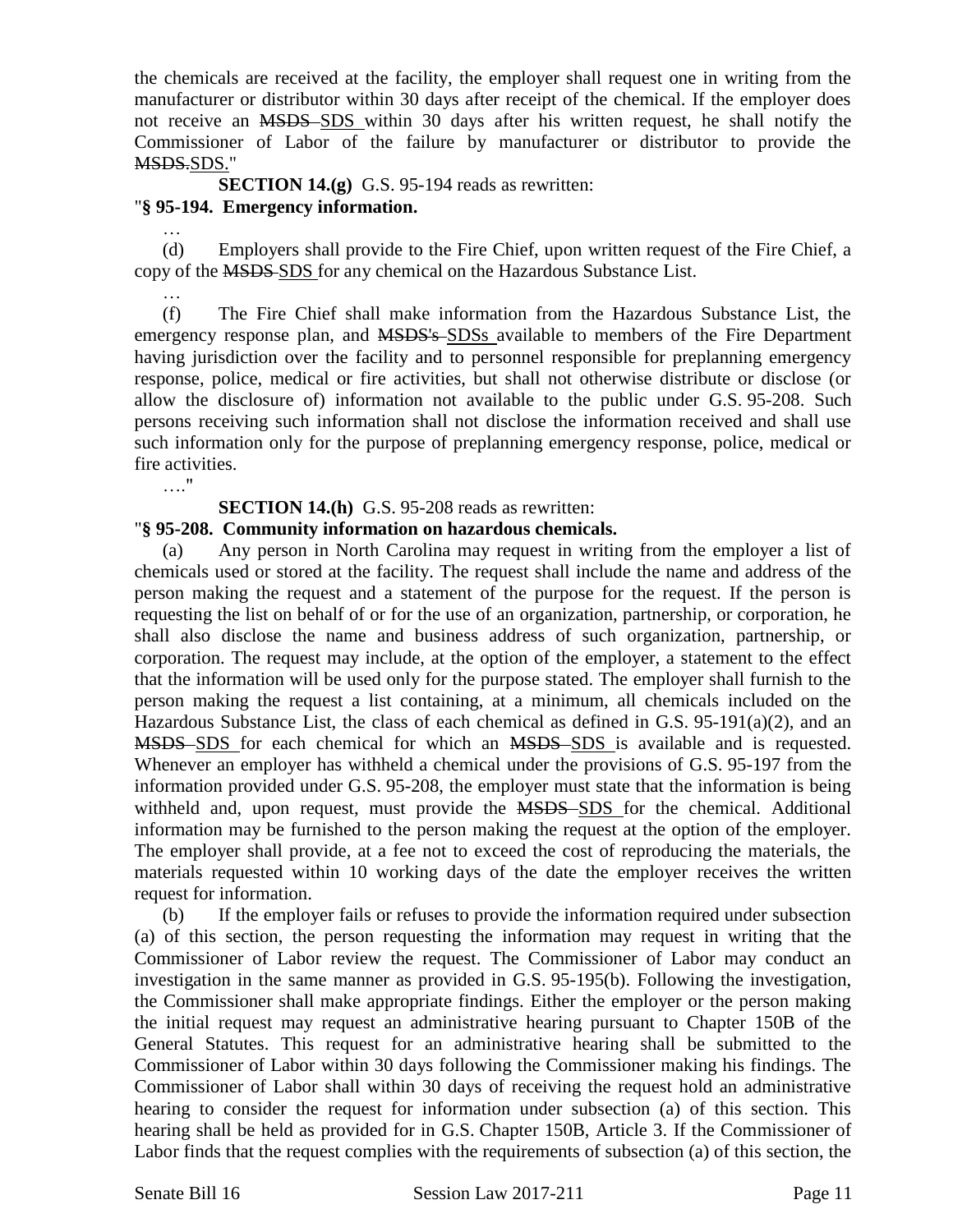the chemicals are received at the facility, the employer shall request one in writing from the manufacturer or distributor within 30 days after receipt of the chemical. If the employer does not receive an ~~MSDS~~ SDS within 30 days after his written request, he shall notify the Commissioner of Labor of the failure by manufacturer or distributor to provide the ~~MSDS.~~SDS."

**SECTION 14.(g)** G.S. 95-194 reads as rewritten:

"**§ 95-194. Emergency information.**

…

(d) Employers shall provide to the Fire Chief, upon written request of the Fire Chief, a copy of the ~~MSDS~~ SDS for any chemical on the Hazardous Substance List.

…

(f) The Fire Chief shall make information from the Hazardous Substance List, the emergency response plan, and ~~MSDS's~~ SDSs available to members of the Fire Department having jurisdiction over the facility and to personnel responsible for preplanning emergency response, police, medical or fire activities, but shall not otherwise distribute or disclose (or allow the disclosure of) information not available to the public under G.S. 95-208. Such persons receiving such information shall not disclose the information received and shall use such information only for the purpose of preplanning emergency response, police, medical or fire activities.

…."

**SECTION 14.(h)** G.S. 95-208 reads as rewritten:

"**§ 95-208. Community information on hazardous chemicals.**

(a) Any person in North Carolina may request in writing from the employer a list of chemicals used or stored at the facility. The request shall include the name and address of the person making the request and a statement of the purpose for the request. If the person is requesting the list on behalf of or for the use of an organization, partnership, or corporation, he shall also disclose the name and business address of such organization, partnership, or corporation. The request may include, at the option of the employer, a statement to the effect that the information will be used only for the purpose stated. The employer shall furnish to the person making the request a list containing, at a minimum, all chemicals included on the Hazardous Substance List, the class of each chemical as defined in G.S. 95-191(a)(2), and an ~~MSDS~~ SDS for each chemical for which an ~~MSDS~~ SDS is available and is requested. Whenever an employer has withheld a chemical under the provisions of G.S. 95-197 from the information provided under G.S. 95-208, the employer must state that the information is being withheld and, upon request, must provide the ~~MSDS~~ SDS for the chemical. Additional information may be furnished to the person making the request at the option of the employer. The employer shall provide, at a fee not to exceed the cost of reproducing the materials, the materials requested within 10 working days of the date the employer receives the written request for information.

(b) If the employer fails or refuses to provide the information required under subsection (a) of this section, the person requesting the information may request in writing that the Commissioner of Labor review the request. The Commissioner of Labor may conduct an investigation in the same manner as provided in G.S. 95-195(b). Following the investigation, the Commissioner shall make appropriate findings. Either the employer or the person making the initial request may request an administrative hearing pursuant to Chapter 150B of the General Statutes. This request for an administrative hearing shall be submitted to the Commissioner of Labor within 30 days following the Commissioner making his findings. The Commissioner of Labor shall within 30 days of receiving the request hold an administrative hearing to consider the request for information under subsection (a) of this section. This hearing shall be held as provided for in G.S. Chapter 150B, Article 3. If the Commissioner of Labor finds that the request complies with the requirements of subsection (a) of this section, the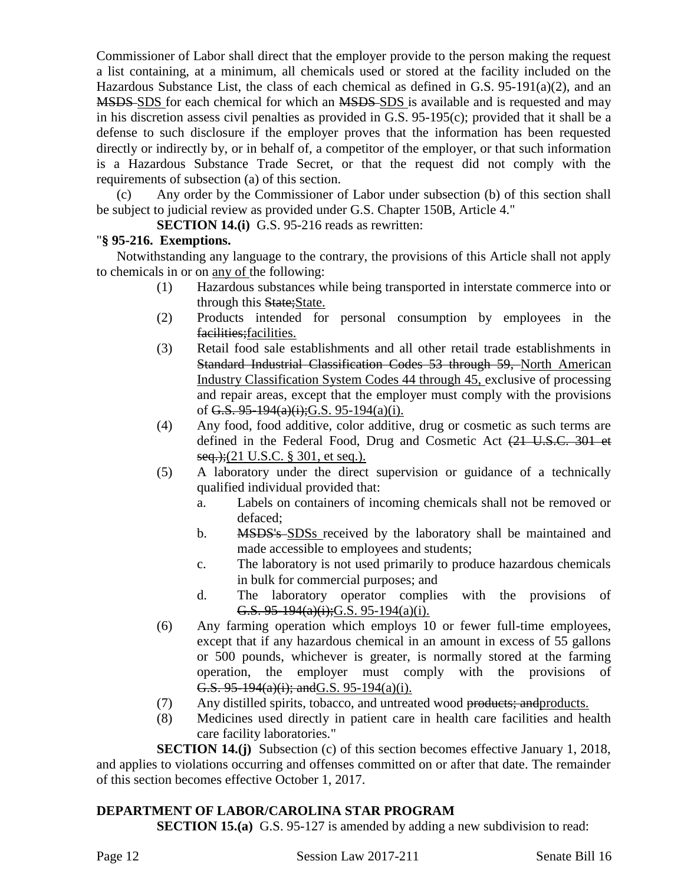Commissioner of Labor shall direct that the employer provide to the person making the request a list containing, at a minimum, all chemicals used or stored at the facility included on the Hazardous Substance List, the class of each chemical as defined in G.S. 95-191(a)(2), and an ~~MSDS~~ SDS for each chemical for which an ~~MSDS~~ SDS is available and is requested and may in his discretion assess civil penalties as provided in G.S. 95-195(c); provided that it shall be a defense to such disclosure if the employer proves that the information has been requested directly or indirectly by, or in behalf of, a competitor of the employer, or that such information is a Hazardous Substance Trade Secret, or that the request did not comply with the requirements of subsection (a) of this section.

(c) Any order by the Commissioner of Labor under subsection (b) of this section shall be subject to judicial review as provided under G.S. Chapter 150B, Article 4."

**SECTION 14.(i)** G.S. 95-216 reads as rewritten:

"**§ 95-216. Exemptions.**

Notwithstanding any language to the contrary, the provisions of this Article shall not apply to chemicals in or on <u>any of</u> the following:

(1) Hazardous substances while being transported in interstate commerce into or through this ~~State;~~<u>State.</u>

(2) Products intended for personal consumption by employees in the ~~facilities;~~<u>facilities.</u>

(3) Retail food sale establishments and all other retail trade establishments in ~~Standard Industrial Classification Codes 53 through 59,~~ <u>North American Industry Classification System Codes 44 through 45,</u> exclusive of processing and repair areas, except that the employer must comply with the provisions of ~~G.S. 95-194(a)(i);~~<u>G.S. 95-194(a)(i).</u>

(4) Any food, food additive, color additive, drug or cosmetic as such terms are defined in the Federal Food, Drug and Cosmetic Act ~~(21 U.S.C. 301 et seq.);~~<u>(21 U.S.C. § 301, et seq.).</u>

(5) A laboratory under the direct supervision or guidance of a technically qualified individual provided that:

   a. Labels on containers of incoming chemicals shall not be removed or defaced;

   b. ~~MSDS's~~ <u>SDSs</u> received by the laboratory shall be maintained and made accessible to employees and students;

   c. The laboratory is not used primarily to produce hazardous chemicals in bulk for commercial purposes; and

   d. The laboratory operator complies with the provisions of ~~G.S. 95-194(a)(i);~~<u>G.S. 95-194(a)(i).</u>

(6) Any farming operation which employs 10 or fewer full-time employees, except that if any hazardous chemical in an amount in excess of 55 gallons or 500 pounds, whichever is greater, is normally stored at the farming operation, the employer must comply with the provisions of ~~G.S. 95-194(a)(i); and~~<u>G.S. 95-194(a)(i).</u>

(7) Any distilled spirits, tobacco, and untreated wood ~~products; and~~<u>products.</u>

(8) Medicines used directly in patient care in health care facilities and health care facility laboratories."

**SECTION 14.(j)** Subsection (c) of this section becomes effective January 1, 2018, and applies to violations occurring and offenses committed on or after that date. The remainder of this section becomes effective October 1, 2017.

**DEPARTMENT OF LABOR/CAROLINA STAR PROGRAM**

**SECTION 15.(a)** G.S. 95-127 is amended by adding a new subdivision to read: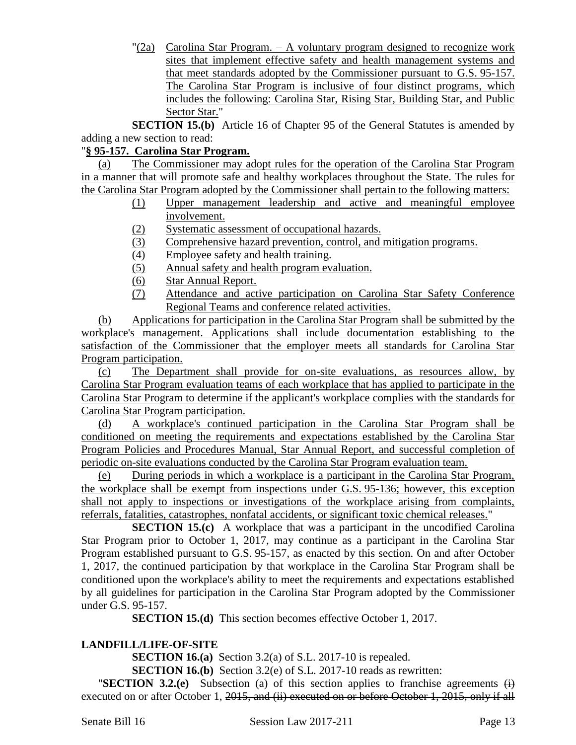"(2a) Carolina Star Program. – A voluntary program designed to recognize work sites that implement effective safety and health management systems and that meet standards adopted by the Commissioner pursuant to G.S. 95-157. The Carolina Star Program is inclusive of four distinct programs, which includes the following: Carolina Star, Rising Star, Building Star, and Public Sector Star."

**SECTION 15.(b)** Article 16 of Chapter 95 of the General Statutes is amended by adding a new section to read:

"**§ 95-157. Carolina Star Program.**

(a) The Commissioner may adopt rules for the operation of the Carolina Star Program in a manner that will promote safe and healthy workplaces throughout the State. The rules for the Carolina Star Program adopted by the Commissioner shall pertain to the following matters:

(1) Upper management leadership and active and meaningful employee involvement.
(2) Systematic assessment of occupational hazards.
(3) Comprehensive hazard prevention, control, and mitigation programs.
(4) Employee safety and health training.
(5) Annual safety and health program evaluation.
(6) Star Annual Report.
(7) Attendance and active participation on Carolina Star Safety Conference Regional Teams and conference related activities.

(b) Applications for participation in the Carolina Star Program shall be submitted by the workplace's management. Applications shall include documentation establishing to the satisfaction of the Commissioner that the employer meets all standards for Carolina Star Program participation.

(c) The Department shall provide for on-site evaluations, as resources allow, by Carolina Star Program evaluation teams of each workplace that has applied to participate in the Carolina Star Program to determine if the applicant's workplace complies with the standards for Carolina Star Program participation.

(d) A workplace's continued participation in the Carolina Star Program shall be conditioned on meeting the requirements and expectations established by the Carolina Star Program Policies and Procedures Manual, Star Annual Report, and successful completion of periodic on-site evaluations conducted by the Carolina Star Program evaluation team.

(e) During periods in which a workplace is a participant in the Carolina Star Program, the workplace shall be exempt from inspections under G.S. 95-136; however, this exception shall not apply to inspections or investigations of the workplace arising from complaints, referrals, fatalities, catastrophes, nonfatal accidents, or significant toxic chemical releases."

**SECTION 15.(c)** A workplace that was a participant in the uncodified Carolina Star Program prior to October 1, 2017, may continue as a participant in the Carolina Star Program established pursuant to G.S. 95-157, as enacted by this section. On and after October 1, 2017, the continued participation by that workplace in the Carolina Star Program shall be conditioned upon the workplace's ability to meet the requirements and expectations established by all guidelines for participation in the Carolina Star Program adopted by the Commissioner under G.S. 95-157.

**SECTION 15.(d)** This section becomes effective October 1, 2017.

**LANDFILL/LIFE-OF-SITE**

**SECTION 16.(a)** Section 3.2(a) of S.L. 2017-10 is repealed.

**SECTION 16.(b)** Section 3.2(e) of S.L. 2017-10 reads as rewritten:

"**SECTION 3.2.(e)** Subsection (a) of this section applies to franchise agreements ~~(i)~~ executed on or after October 1, ~~2015, and (ii) executed on or before October 1, 2015, only if all~~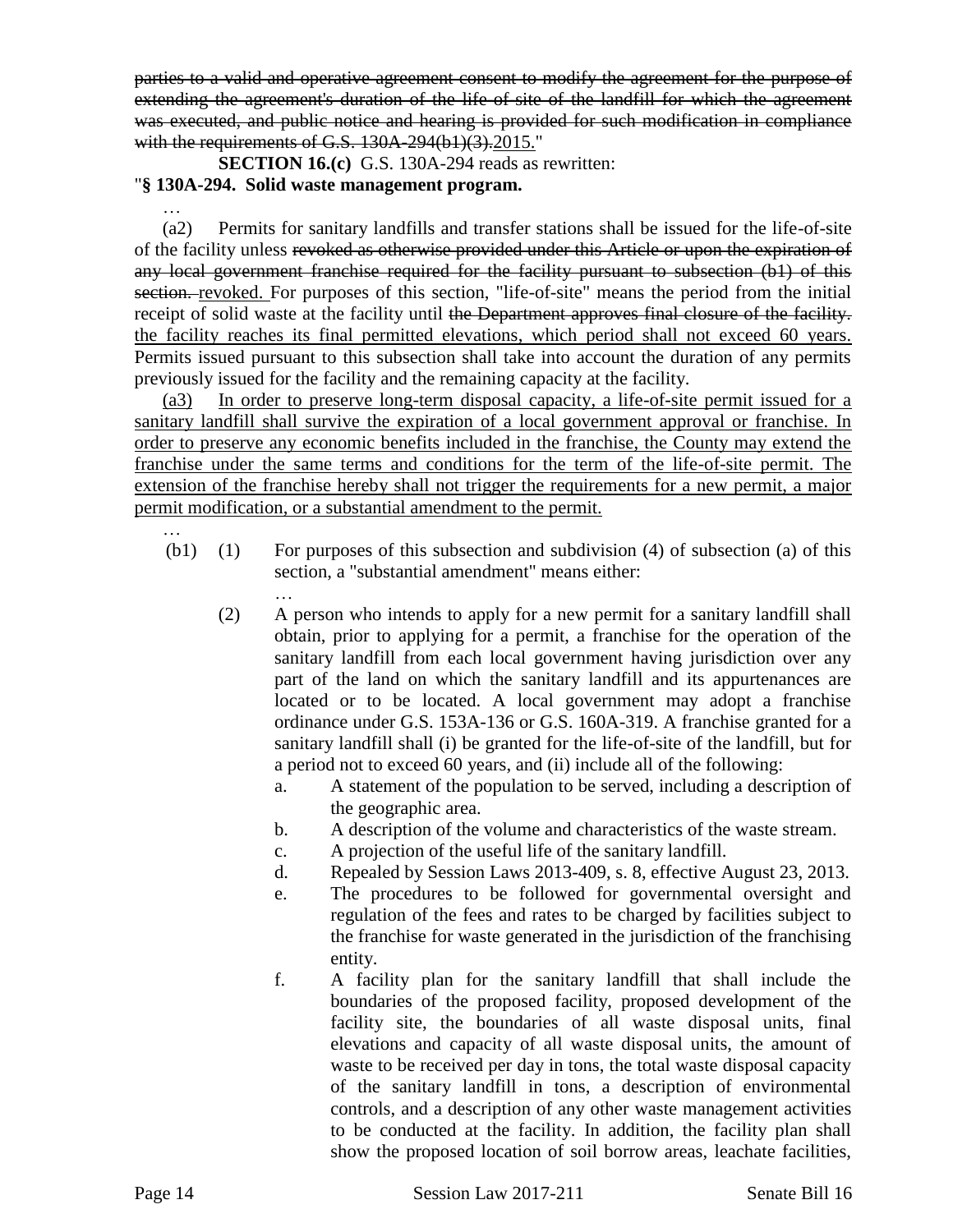~~parties to a valid and operative agreement consent to modify the agreement for the purpose of extending the agreement's duration of the life of site of the landfill for which the agreement was executed, and public notice and hearing is provided for such modification in compliance with the requirements of G.S. 130A-294(b1)(3).~~2015."

**SECTION 16.(c)** G.S. 130A-294 reads as rewritten:

"**§ 130A-294. Solid waste management program.**

…

(a2) Permits for sanitary landfills and transfer stations shall be issued for the life-of-site of the facility unless ~~revoked as otherwise provided under this Article or upon the expiration of any local government franchise required for the facility pursuant to subsection (b1) of this section.~~ revoked. For purposes of this section, "life-of-site" means the period from the initial receipt of solid waste at the facility until ~~the Department approves final closure of the facility.~~ the facility reaches its final permitted elevations, which period shall not exceed 60 years. Permits issued pursuant to this subsection shall take into account the duration of any permits previously issued for the facility and the remaining capacity at the facility.

(a3) In order to preserve long-term disposal capacity, a life-of-site permit issued for a sanitary landfill shall survive the expiration of a local government approval or franchise. In order to preserve any economic benefits included in the franchise, the County may extend the franchise under the same terms and conditions for the term of the life-of-site permit. The extension of the franchise hereby shall not trigger the requirements for a new permit, a major permit modification, or a substantial amendment to the permit.

…

(b1) (1) For purposes of this subsection and subdivision (4) of subsection (a) of this section, a "substantial amendment" means either:

…

(2) A person who intends to apply for a new permit for a sanitary landfill shall obtain, prior to applying for a permit, a franchise for the operation of the sanitary landfill from each local government having jurisdiction over any part of the land on which the sanitary landfill and its appurtenances are located or to be located. A local government may adopt a franchise ordinance under G.S. 153A-136 or G.S. 160A-319. A franchise granted for a sanitary landfill shall (i) be granted for the life-of-site of the landfill, but for a period not to exceed 60 years, and (ii) include all of the following:

a. A statement of the population to be served, including a description of the geographic area.
b. A description of the volume and characteristics of the waste stream.
c. A projection of the useful life of the sanitary landfill.
d. Repealed by Session Laws 2013-409, s. 8, effective August 23, 2013.
e. The procedures to be followed for governmental oversight and regulation of the fees and rates to be charged by facilities subject to the franchise for waste generated in the jurisdiction of the franchising entity.
f. A facility plan for the sanitary landfill that shall include the boundaries of the proposed facility, proposed development of the facility site, the boundaries of all waste disposal units, final elevations and capacity of all waste disposal units, the amount of waste to be received per day in tons, the total waste disposal capacity of the sanitary landfill in tons, a description of environmental controls, and a description of any other waste management activities to be conducted at the facility. In addition, the facility plan shall show the proposed location of soil borrow areas, leachate facilities,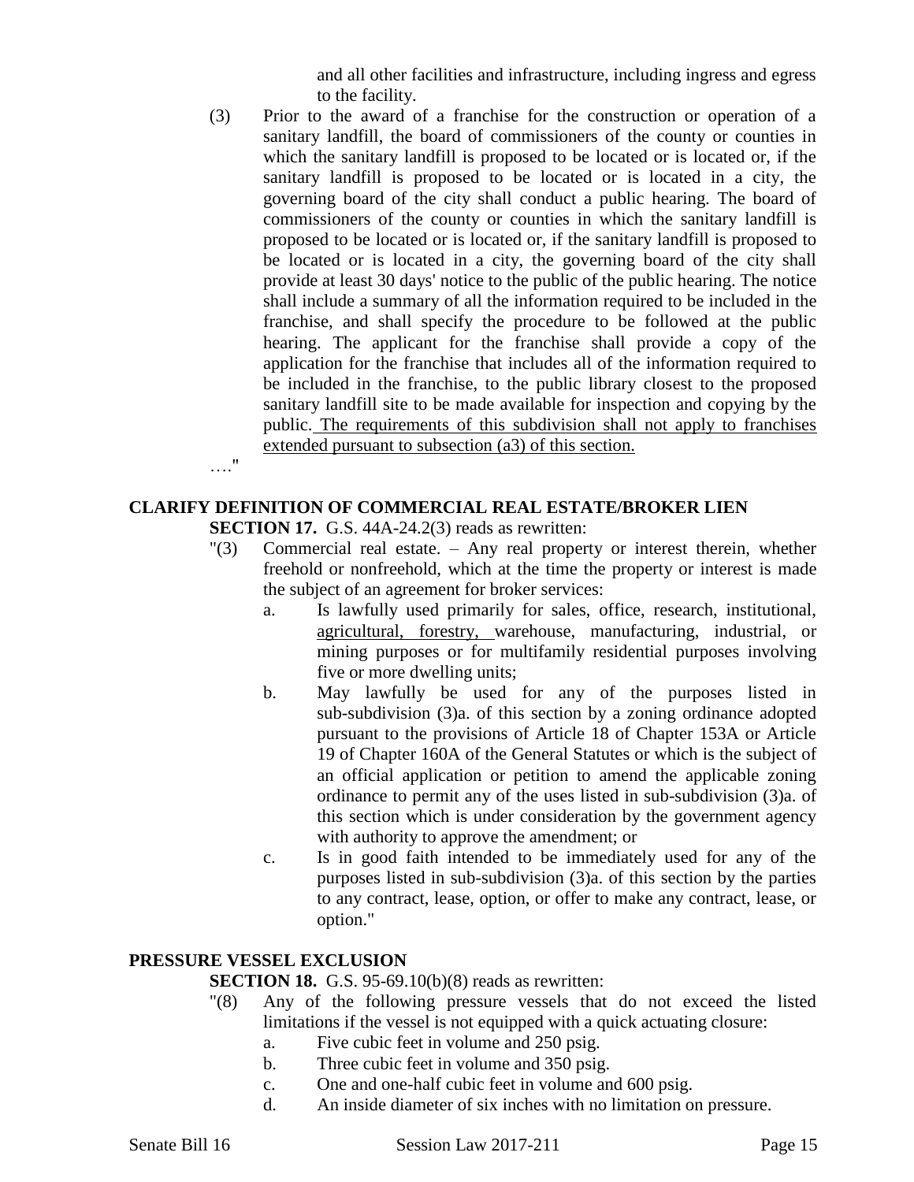and all other facilities and infrastructure, including ingress and egress to the facility.

(3) Prior to the award of a franchise for the construction or operation of a sanitary landfill, the board of commissioners of the county or counties in which the sanitary landfill is proposed to be located or is located or, if the sanitary landfill is proposed to be located or is located in a city, the governing board of the city shall conduct a public hearing. The board of commissioners of the county or counties in which the sanitary landfill is proposed to be located or is located or, if the sanitary landfill is proposed to be located or is located in a city, the governing board of the city shall provide at least 30 days' notice to the public of the public hearing. The notice shall include a summary of all the information required to be included in the franchise, and shall specify the procedure to be followed at the public hearing. The applicant for the franchise shall provide a copy of the application for the franchise that includes all of the information required to be included in the franchise, to the public library closest to the proposed sanitary landfill site to be made available for inspection and copying by the public. <u>The requirements of this subdivision shall not apply to franchises extended pursuant to subsection (a3) of this section.</u>

…."

**CLARIFY DEFINITION OF COMMERCIAL REAL ESTATE/BROKER LIEN**

**SECTION 17.** G.S. 44A-24.2(3) reads as rewritten:

"(3) Commercial real estate. – Any real property or interest therein, whether freehold or nonfreehold, which at the time the property or interest is made the subject of an agreement for broker services:

a. Is lawfully used primarily for sales, office, research, institutional, <u>agricultural, forestry,</u> warehouse, manufacturing, industrial, or mining purposes or for multifamily residential purposes involving five or more dwelling units;

b. May lawfully be used for any of the purposes listed in sub-subdivision (3)a. of this section by a zoning ordinance adopted pursuant to the provisions of Article 18 of Chapter 153A or Article 19 of Chapter 160A of the General Statutes or which is the subject of an official application or petition to amend the applicable zoning ordinance to permit any of the uses listed in sub-subdivision (3)a. of this section which is under consideration by the government agency with authority to approve the amendment; or

c. Is in good faith intended to be immediately used for any of the purposes listed in sub-subdivision (3)a. of this section by the parties to any contract, lease, option, or offer to make any contract, lease, or option."

**PRESSURE VESSEL EXCLUSION**

**SECTION 18.** G.S. 95-69.10(b)(8) reads as rewritten:

"(8) Any of the following pressure vessels that do not exceed the listed limitations if the vessel is not equipped with a quick actuating closure:

a. Five cubic feet in volume and 250 psig.

b. Three cubic feet in volume and 350 psig.

c. One and one-half cubic feet in volume and 600 psig.

d. An inside diameter of six inches with no limitation on pressure.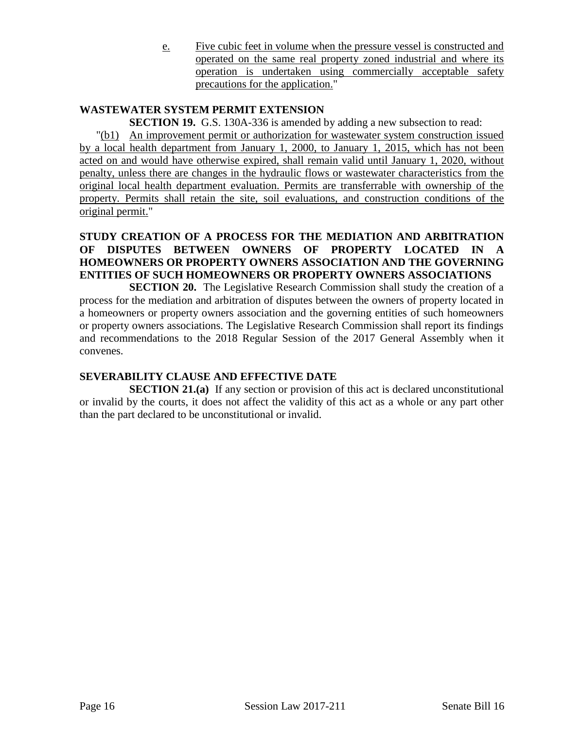e. Five cubic feet in volume when the pressure vessel is constructed and operated on the same real property zoned industrial and where its operation is undertaken using commercially acceptable safety precautions for the application."

**WASTEWATER SYSTEM PERMIT EXTENSION**

**SECTION 19.** G.S. 130A-336 is amended by adding a new subsection to read:

"(b1) An improvement permit or authorization for wastewater system construction issued by a local health department from January 1, 2000, to January 1, 2015, which has not been acted on and would have otherwise expired, shall remain valid until January 1, 2020, without penalty, unless there are changes in the hydraulic flows or wastewater characteristics from the original local health department evaluation. Permits are transferrable with ownership of the property. Permits shall retain the site, soil evaluations, and construction conditions of the original permit."

**STUDY CREATION OF A PROCESS FOR THE MEDIATION AND ARBITRATION OF DISPUTES BETWEEN OWNERS OF PROPERTY LOCATED IN A HOMEOWNERS OR PROPERTY OWNERS ASSOCIATION AND THE GOVERNING ENTITIES OF SUCH HOMEOWNERS OR PROPERTY OWNERS ASSOCIATIONS**

**SECTION 20.** The Legislative Research Commission shall study the creation of a process for the mediation and arbitration of disputes between the owners of property located in a homeowners or property owners association and the governing entities of such homeowners or property owners associations. The Legislative Research Commission shall report its findings and recommendations to the 2018 Regular Session of the 2017 General Assembly when it convenes.

**SEVERABILITY CLAUSE AND EFFECTIVE DATE**

**SECTION 21.(a)** If any section or provision of this act is declared unconstitutional or invalid by the courts, it does not affect the validity of this act as a whole or any part other than the part declared to be unconstitutional or invalid.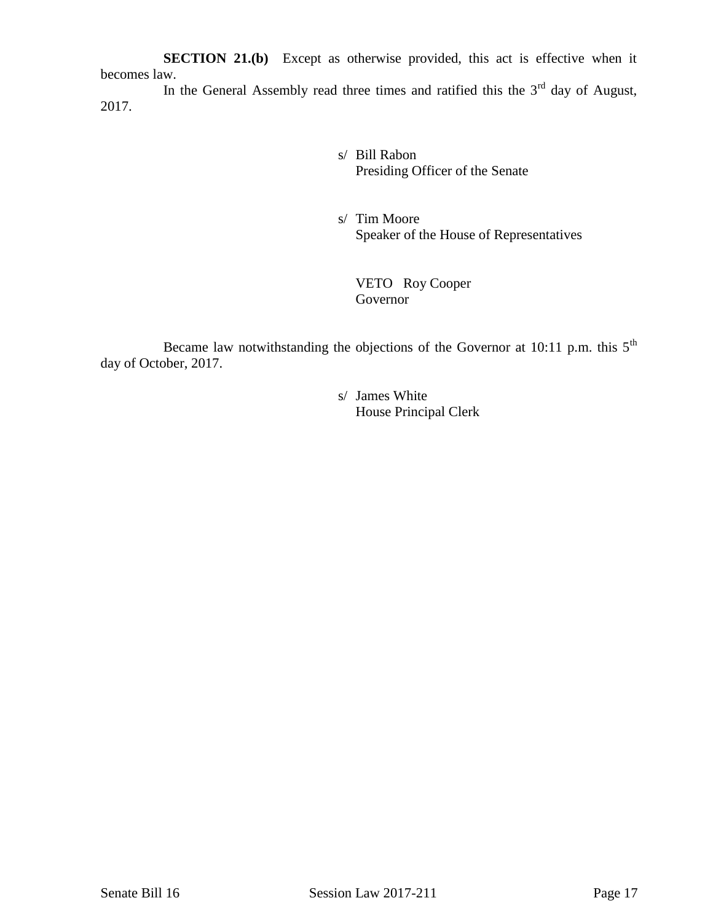**SECTION 21.(b)** Except as otherwise provided, this act is effective when it becomes law.

In the General Assembly read three times and ratified this the 3rd day of August, 2017.

s/ Bill Rabon
Presiding Officer of the Senate

s/ Tim Moore
Speaker of the House of Representatives

VETO Roy Cooper
Governor

Became law notwithstanding the objections of the Governor at 10:11 p.m. this 5th day of October, 2017.

s/ James White
House Principal Clerk